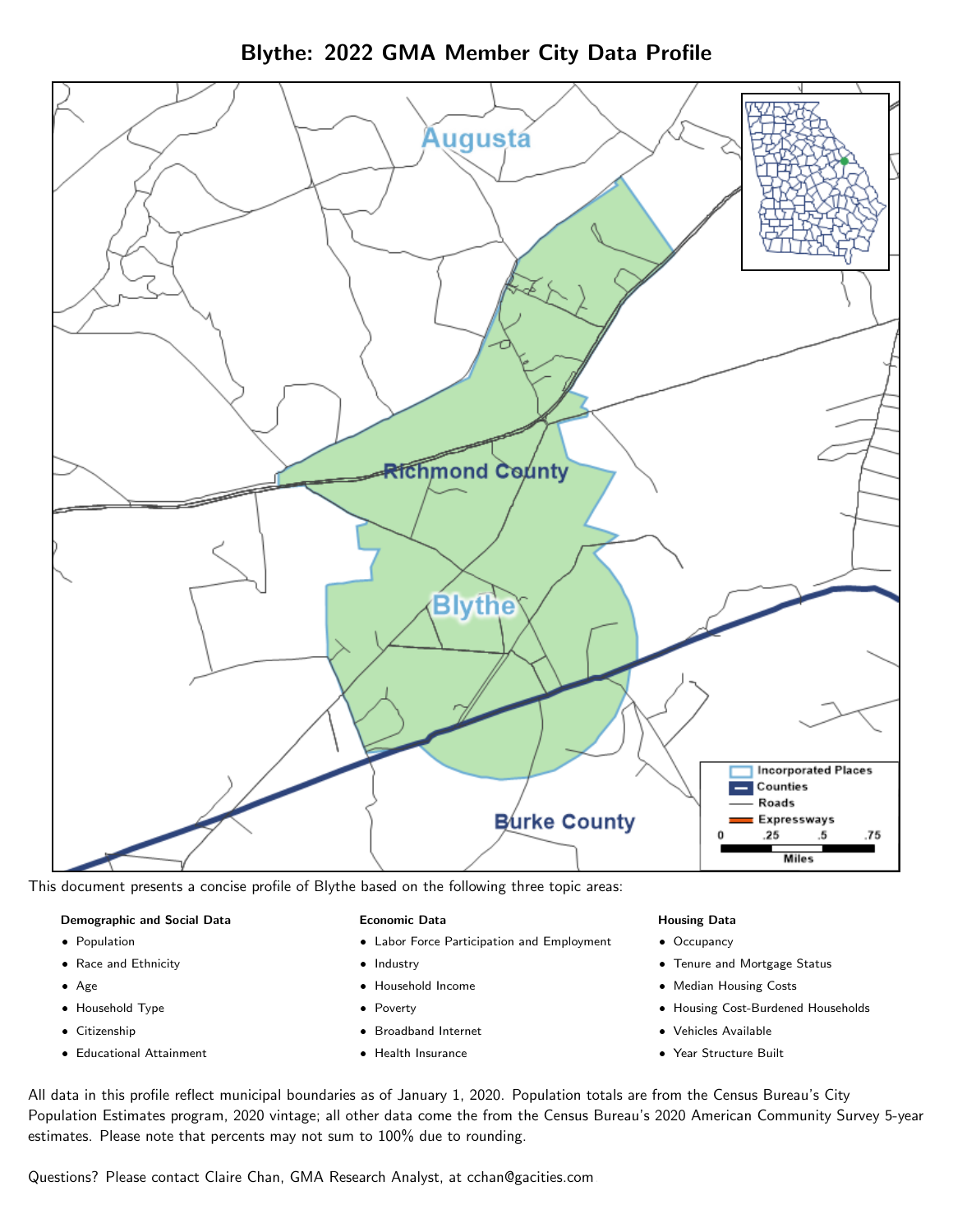# Blythe: 2022 GMA Member City Data Profile

This document presents a concise profile of Blythe based on the following three topic areas:

**Demographic and Social Data**

- Population
- Race and Ethnicity
- Age
- Household Type
- Citizenship
- Educational Attainment

**Economic Data**

- Labor Force Participation and Employment
- Industry
- Household Income
- Poverty
- Broadband Internet
- Health Insurance

**Housing Data**

- Occupancy
- Tenure and Mortgage Status
- Median Housing Costs
- Housing Cost-Burdened Households
- Vehicles Available
- Year Structure Built

All data in this profile reflect municipal boundaries as of January 1, 2020. Population totals are from the Census Bureau's City Population Estimates program, 2020 vintage; all other data come the from the Census Bureau's 2020 American Community Survey 5-year estimates. Please note that percents may not sum to 100% due to rounding.

Questions? Please contact Claire Chan, GMA Research Analyst, at cchan@gacities.com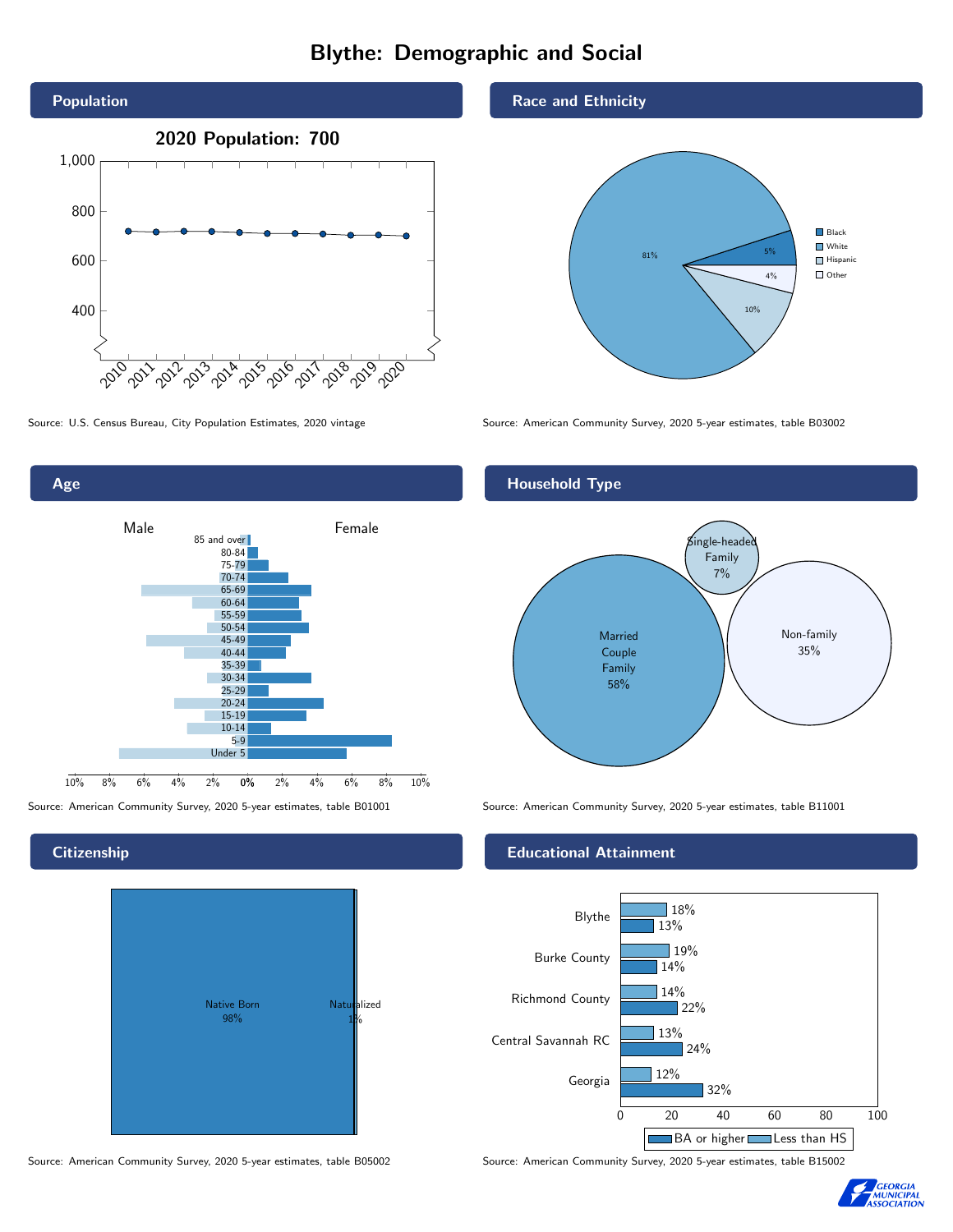# Blythe: Demographic and Social

## Population

2020 Population: 700

Source: U.S. Census Bureau, City Population Estimates, 2020 vintage

## Race and Ethnicity

| Race/Ethnicity | Percent |
|---|---|
| Black | 5% |
| White | 81% |
| Hispanic | 10% |
| Other | 4% |

Source: American Community Survey, 2020 5-year estimates, table B03002

## Age

Source: American Community Survey, 2020 5-year estimates, table B01001

## Household Type

| Household Type | Percent |
|---|---|
| Married Couple Family | 58% |
| Single-headed Family | 7% |
| Non-family | 35% |

Source: American Community Survey, 2020 5-year estimates, table B11001

## Citizenship

| Citizenship | Percent |
|---|---|
| Native Born | 98% |
| Naturalized | 1% |

Source: American Community Survey, 2020 5-year estimates, table B05002

## Educational Attainment

| Area | Less than HS | BA or higher |
|---|---|---|
| Blythe | 18% | 13% |
| Burke County | 19% | 14% |
| Richmond County | 14% | 22% |
| Central Savannah RC | 13% | 24% |
| Georgia | 12% | 32% |

Source: American Community Survey, 2020 5-year estimates, table B15002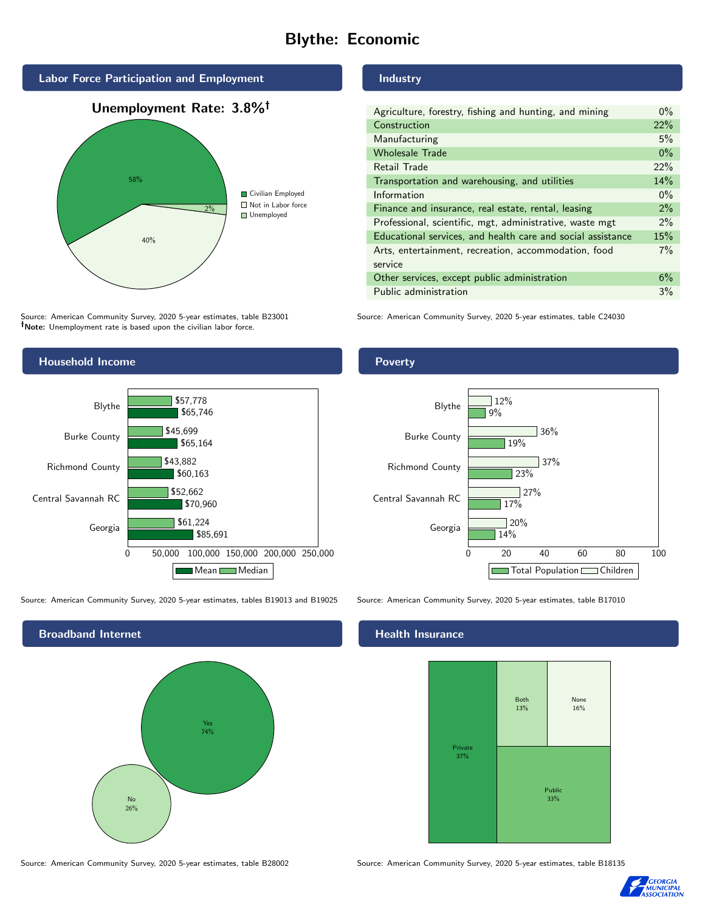# Blythe: Economic

## Labor Force Participation and Employment

**Unemployment Rate: 3.8%†**

| Category | Percent |
|---|---|
| Civilian Employed | 58% |
| Not in Labor force | 40% |
| Unemployed | 2% |

Source: American Community Survey, 2020 5-year estimates, table B23001
**†Note:** Unemployment rate is based upon the civilian labor force.

## Industry

| Industry | Percent |
|---|---|
| Agriculture, forestry, fishing and hunting, and mining | 0% |
| Construction | 22% |
| Manufacturing | 5% |
| Wholesale Trade | 0% |
| Retail Trade | 22% |
| Transportation and warehousing, and utilities | 14% |
| Information | 0% |
| Finance and insurance, real estate, rental, leasing | 2% |
| Professional, scientific, mgt, administrative, waste mgt | 2% |
| Educational services, and health care and social assistance | 15% |
| Arts, entertainment, recreation, accommodation, food service | 7% |
| Other services, except public administration | 6% |
| Public administration | 3% |

Source: American Community Survey, 2020 5-year estimates, table C24030

## Household Income

| Area | Median | Mean |
|---|---|---|
| Blythe | $57,778 | $65,746 |
| Burke County | $45,699 | $65,164 |
| Richmond County | $43,882 | $60,163 |
| Central Savannah RC | $52,662 | $70,960 |
| Georgia | $61,224 | $85,691 |

Source: American Community Survey, 2020 5-year estimates, tables B19013 and B19025

## Poverty

| Area | Children | Total Population |
|---|---|---|
| Blythe | 12% | 9% |
| Burke County | 36% | 19% |
| Richmond County | 37% | 23% |
| Central Savannah RC | 27% | 17% |
| Georgia | 20% | 14% |

Source: American Community Survey, 2020 5-year estimates, table B17010

## Broadband Internet

| Response | Percent |
|---|---|
| Yes | 74% |
| No | 26% |

Source: American Community Survey, 2020 5-year estimates, table B28002

## Health Insurance

| Type | Percent |
|---|---|
| Private | 37% |
| Public | 33% |
| Both | 13% |
| None | 16% |

Source: American Community Survey, 2020 5-year estimates, table B18135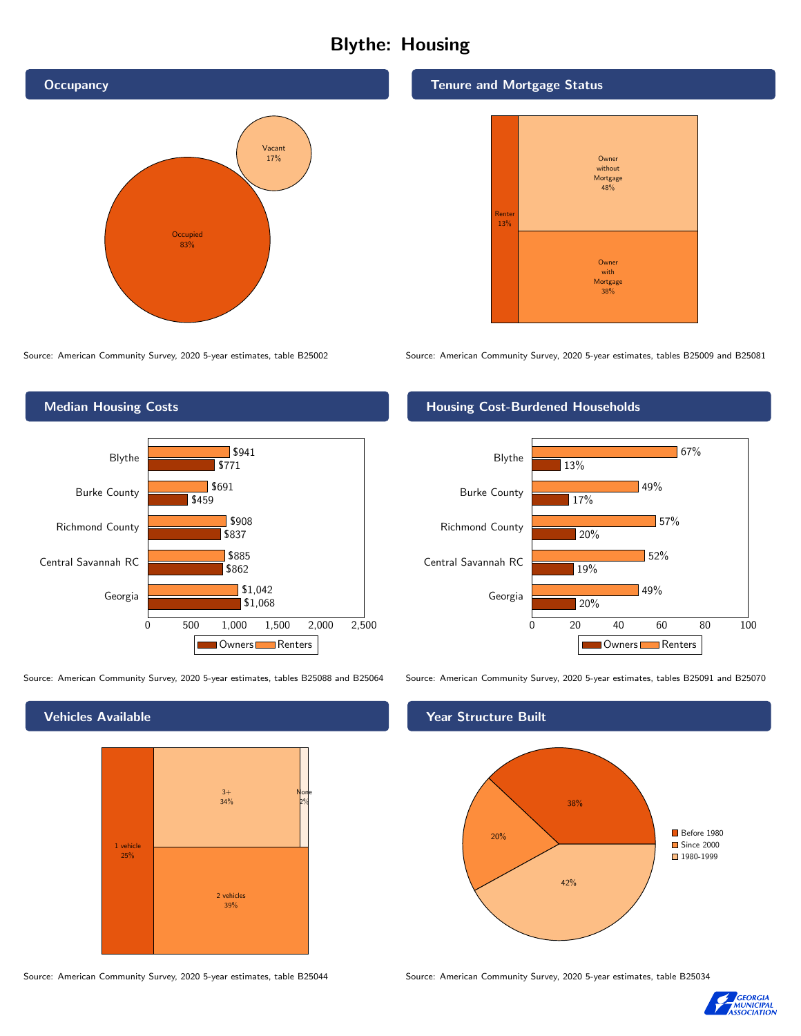# Blythe: Housing

## Occupancy

Vacant
17%

Occupied
83%

Source: American Community Survey, 2020 5-year estimates, table B25002

## Tenure and Mortgage Status

Renter
13%

Owner
without
Mortgage
48%

Owner
with
Mortgage
38%

Source: American Community Survey, 2020 5-year estimates, tables B25009 and B25081

## Median Housing Costs

Blythe
$941
$771

Burke County
$691
$459

Richmond County
$908
$837

Central Savannah RC
$885
$862

Georgia
$1,042
$1,068

0
500
1,000
1,500
2,000
2,500

Owners
Renters

Source: American Community Survey, 2020 5-year estimates, tables B25088 and B25064

## Housing Cost-Burdened Households

Blythe
67%
13%

Burke County
49%
17%

Richmond County
57%
20%

Central Savannah RC
52%
19%

Georgia
49%
20%

0
20
40
60
80
100

Owners
Renters

Source: American Community Survey, 2020 5-year estimates, tables B25091 and B25070

## Vehicles Available

1 vehicle
25%

3+
34%

None
2%

2 vehicles
39%

Source: American Community Survey, 2020 5-year estimates, table B25044

## Year Structure Built

38%

20%

42%

Before 1980
Since 2000
1980-1999

Source: American Community Survey, 2020 5-year estimates, table B25034